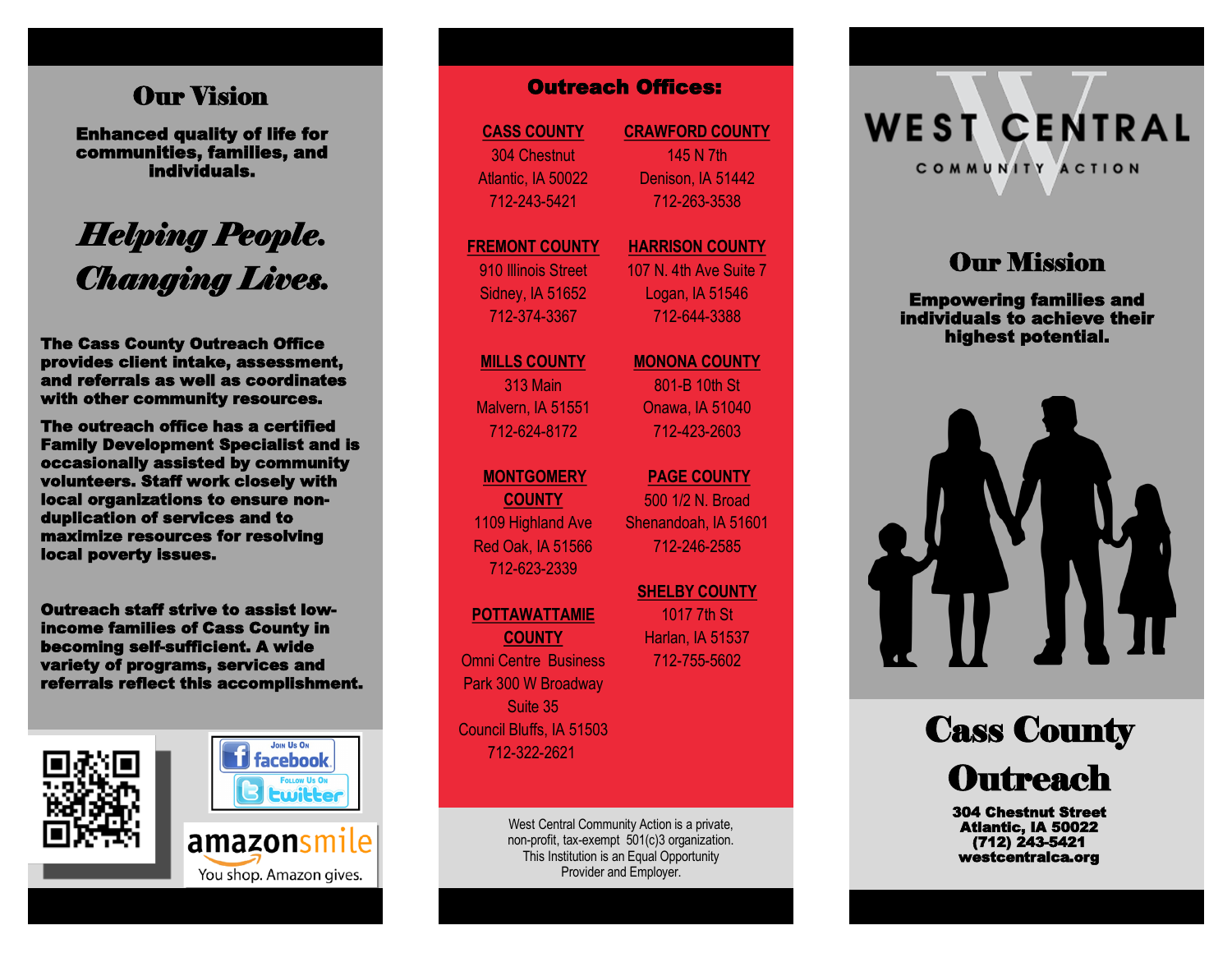## Our Vision

**Enhanced quality of life for communities, families, and individuals.**

***Helping People. Changing Lives.***

**The Cass County Outreach Office provides client intake, assessment, and referrals as well as coordinates with other community resources.**

**The outreach office has a certified Family Development Specialist and is occasionally assisted by community volunteers. Staff work closely with local organizations to ensure non-duplication of services and to maximize resources for resolving local poverty issues.**

**Outreach staff strive to assist low-income families of Cass County in becoming self-sufficient. A wide variety of programs, services and referrals reflect this accomplishment.**

Join Us On facebook

Follow Us On twitter

amazonsmile
You shop. Amazon gives.

## Outreach Offices:

**CASS COUNTY**
304 Chestnut
Atlantic, IA 50022
712-243-5421

**CRAWFORD COUNTY**
145 N 7th
Denison, IA 51442
712-263-3538

**FREMONT COUNTY**
910 Illinois Street
Sidney, IA 51652
712-374-3367

**HARRISON COUNTY**
107 N. 4th Ave Suite 7
Logan, IA 51546
712-644-3388

**MILLS COUNTY**
313 Main
Malvern, IA 51551
712-624-8172

**MONONA COUNTY**
801-B 10th St
Onawa, IA 51040
712-423-2603

**MONTGOMERY COUNTY**
1109 Highland Ave
Red Oak, IA 51566
712-623-2339

**PAGE COUNTY**
500 1/2 N. Broad
Shenandoah, IA 51601
712-246-2585

**POTTAWATTAMIE COUNTY**
Omni Centre Business Park 300 W Broadway
Suite 35
Council Bluffs, IA 51503
712-322-2621

**SHELBY COUNTY**
1017 7th St
Harlan, IA 51537
712-755-5602

West Central Community Action is a private, non-profit, tax-exempt 501(c)3 organization. This Institution is an Equal Opportunity Provider and Employer.

# WEST CENTRAL
COMMUNITY ACTION

## Our Mission

**Empowering families and individuals to achieve their highest potential.**

# Cass County Outreach

**304 Chestnut Street**
**Atlantic, IA 50022**
**(712) 243-5421**
**westcentralca.org**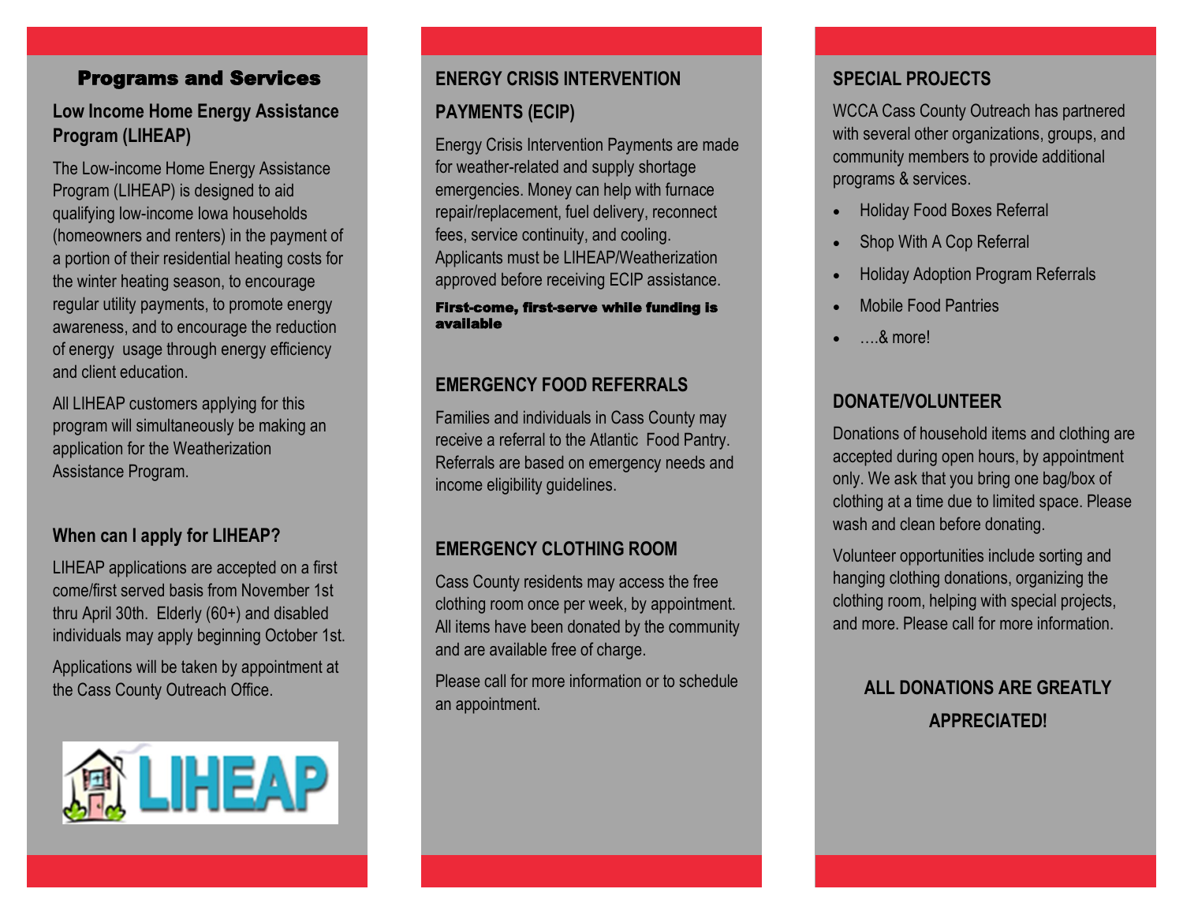## Programs and Services

### Low Income Home Energy Assistance Program (LIHEAP)

The Low-income Home Energy Assistance Program (LIHEAP) is designed to aid qualifying low-income Iowa households (homeowners and renters) in the payment of a portion of their residential heating costs for the winter heating season, to encourage regular utility payments, to promote energy awareness, and to encourage the reduction of energy usage through energy efficiency and client education.

All LIHEAP customers applying for this program will simultaneously be making an application for the Weatherization Assistance Program.

### When can I apply for LIHEAP?

LIHEAP applications are accepted on a first come/first served basis from November 1st thru April 30th. Elderly (60+) and disabled individuals may apply beginning October 1st.

Applications will be taken by appointment at the Cass County Outreach Office.

LIHEAP

### ENERGY CRISIS INTERVENTION PAYMENTS (ECIP)

Energy Crisis Intervention Payments are made for weather-related and supply shortage emergencies. Money can help with furnace repair/replacement, fuel delivery, reconnect fees, service continuity, and cooling. Applicants must be LIHEAP/Weatherization approved before receiving ECIP assistance.

**First-come, first-serve while funding is available**

### EMERGENCY FOOD REFERRALS

Families and individuals in Cass County may receive a referral to the Atlantic Food Pantry. Referrals are based on emergency needs and income eligibility guidelines.

### EMERGENCY CLOTHING ROOM

Cass County residents may access the free clothing room once per week, by appointment. All items have been donated by the community and are available free of charge.

Please call for more information or to schedule an appointment.

### SPECIAL PROJECTS

WCCA Cass County Outreach has partnered with several other organizations, groups, and community members to provide additional programs & services.

- Holiday Food Boxes Referral
- Shop With A Cop Referral
- Holiday Adoption Program Referrals
- Mobile Food Pantries
- ….& more!

### DONATE/VOLUNTEER

Donations of household items and clothing are accepted during open hours, by appointment only. We ask that you bring one bag/box of clothing at a time due to limited space. Please wash and clean before donating.

Volunteer opportunities include sorting and hanging clothing donations, organizing the clothing room, helping with special projects, and more. Please call for more information.

**ALL DONATIONS ARE GREATLY APPRECIATED!**